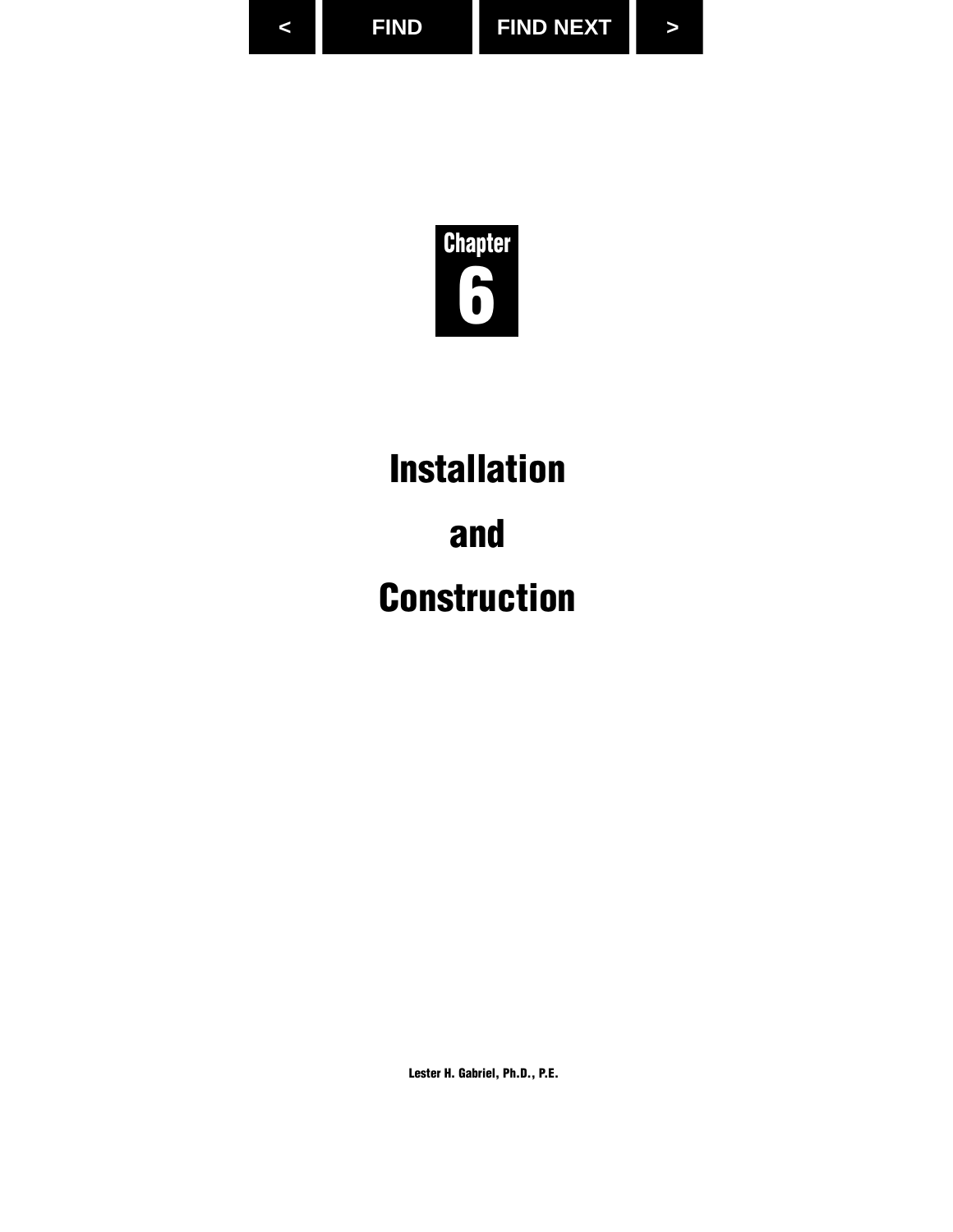# Chapter 6

# Installation and Construction

**Lester H. Gabriel, Ph.D., P.E.**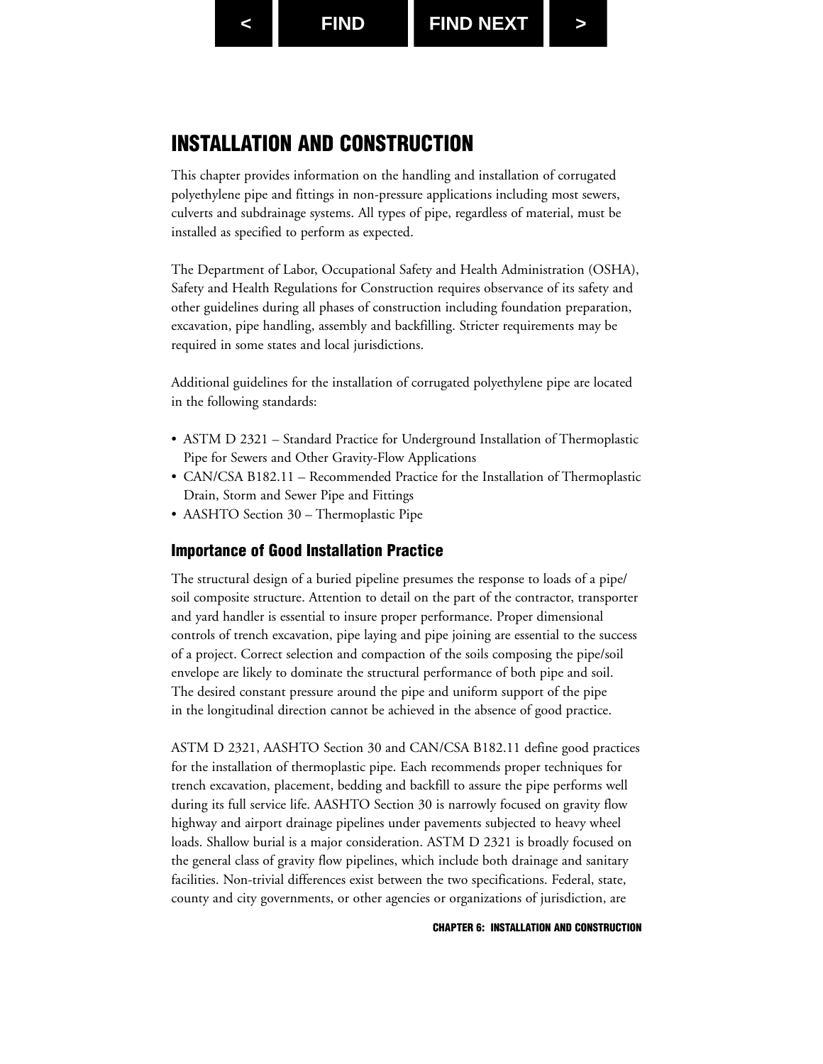# INSTALLATION AND CONSTRUCTION

This chapter provides information on the handling and installation of corrugated polyethylene pipe and fittings in non-pressure applications including most sewers, culverts and subdrainage systems. All types of pipe, regardless of material, must be installed as specified to perform as expected.

The Department of Labor, Occupational Safety and Health Administration (OSHA), Safety and Health Regulations for Construction requires observance of its safety and other guidelines during all phases of construction including foundation preparation, excavation, pipe handling, assembly and backfilling. Stricter requirements may be required in some states and local jurisdictions.

Additional guidelines for the installation of corrugated polyethylene pipe are located in the following standards:

- ASTM D 2321 – Standard Practice for Underground Installation of Thermoplastic Pipe for Sewers and Other Gravity-Flow Applications
- CAN/CSA B182.11 – Recommended Practice for the Installation of Thermoplastic Drain, Storm and Sewer Pipe and Fittings
- AASHTO Section 30 – Thermoplastic Pipe

## Importance of Good Installation Practice

The structural design of a buried pipeline presumes the response to loads of a pipe/soil composite structure. Attention to detail on the part of the contractor, transporter and yard handler is essential to insure proper performance. Proper dimensional controls of trench excavation, pipe laying and pipe joining are essential to the success of a project. Correct selection and compaction of the soils composing the pipe/soil envelope are likely to dominate the structural performance of both pipe and soil. The desired constant pressure around the pipe and uniform support of the pipe in the longitudinal direction cannot be achieved in the absence of good practice.

ASTM D 2321, AASHTO Section 30 and CAN/CSA B182.11 define good practices for the installation of thermoplastic pipe. Each recommends proper techniques for trench excavation, placement, bedding and backfill to assure the pipe performs well during its full service life. AASHTO Section 30 is narrowly focused on gravity flow highway and airport drainage pipelines under pavements subjected to heavy wheel loads. Shallow burial is a major consideration. ASTM D 2321 is broadly focused on the general class of gravity flow pipelines, which include both drainage and sanitary facilities. Non-trivial differences exist between the two specifications. Federal, state, county and city governments, or other agencies or organizations of jurisdiction, are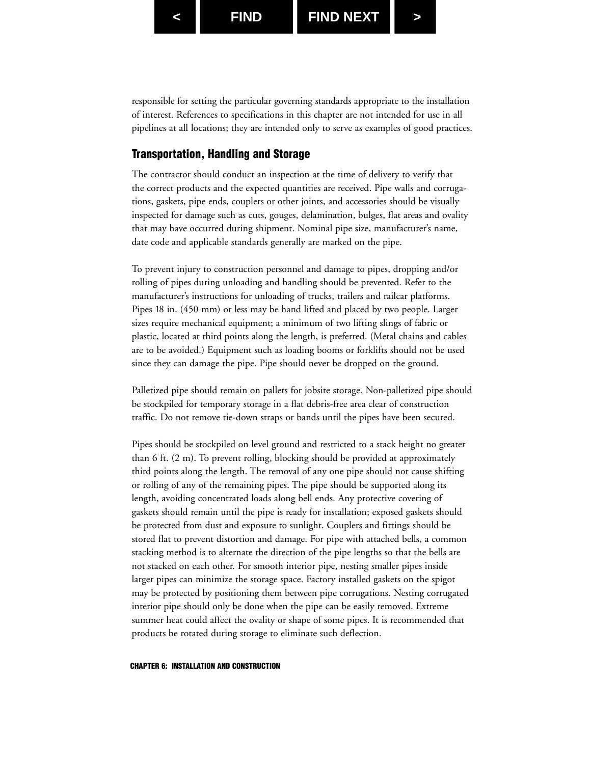responsible for setting the particular governing standards appropriate to the installation of interest. References to specifications in this chapter are not intended for use in all pipelines at all locations; they are intended only to serve as examples of good practices.

## Transportation, Handling and Storage

The contractor should conduct an inspection at the time of delivery to verify that the correct products and the expected quantities are received. Pipe walls and corrugations, gaskets, pipe ends, couplers or other joints, and accessories should be visually inspected for damage such as cuts, gouges, delamination, bulges, flat areas and ovality that may have occurred during shipment. Nominal pipe size, manufacturer's name, date code and applicable standards generally are marked on the pipe.

To prevent injury to construction personnel and damage to pipes, dropping and/or rolling of pipes during unloading and handling should be prevented. Refer to the manufacturer's instructions for unloading of trucks, trailers and railcar platforms. Pipes 18 in. (450 mm) or less may be hand lifted and placed by two people. Larger sizes require mechanical equipment; a minimum of two lifting slings of fabric or plastic, located at third points along the length, is preferred. (Metal chains and cables are to be avoided.) Equipment such as loading booms or forklifts should not be used since they can damage the pipe. Pipe should never be dropped on the ground.

Palletized pipe should remain on pallets for jobsite storage. Non-palletized pipe should be stockpiled for temporary storage in a flat debris-free area clear of construction traffic. Do not remove tie-down straps or bands until the pipes have been secured.

Pipes should be stockpiled on level ground and restricted to a stack height no greater than 6 ft. (2 m). To prevent rolling, blocking should be provided at approximately third points along the length. The removal of any one pipe should not cause shifting or rolling of any of the remaining pipes. The pipe should be supported along its length, avoiding concentrated loads along bell ends. Any protective covering of gaskets should remain until the pipe is ready for installation; exposed gaskets should be protected from dust and exposure to sunlight. Couplers and fittings should be stored flat to prevent distortion and damage. For pipe with attached bells, a common stacking method is to alternate the direction of the pipe lengths so that the bells are not stacked on each other. For smooth interior pipe, nesting smaller pipes inside larger pipes can minimize the storage space. Factory installed gaskets on the spigot may be protected by positioning them between pipe corrugations. Nesting corrugated interior pipe should only be done when the pipe can be easily removed. Extreme summer heat could affect the ovality or shape of some pipes. It is recommended that products be rotated during storage to eliminate such deflection.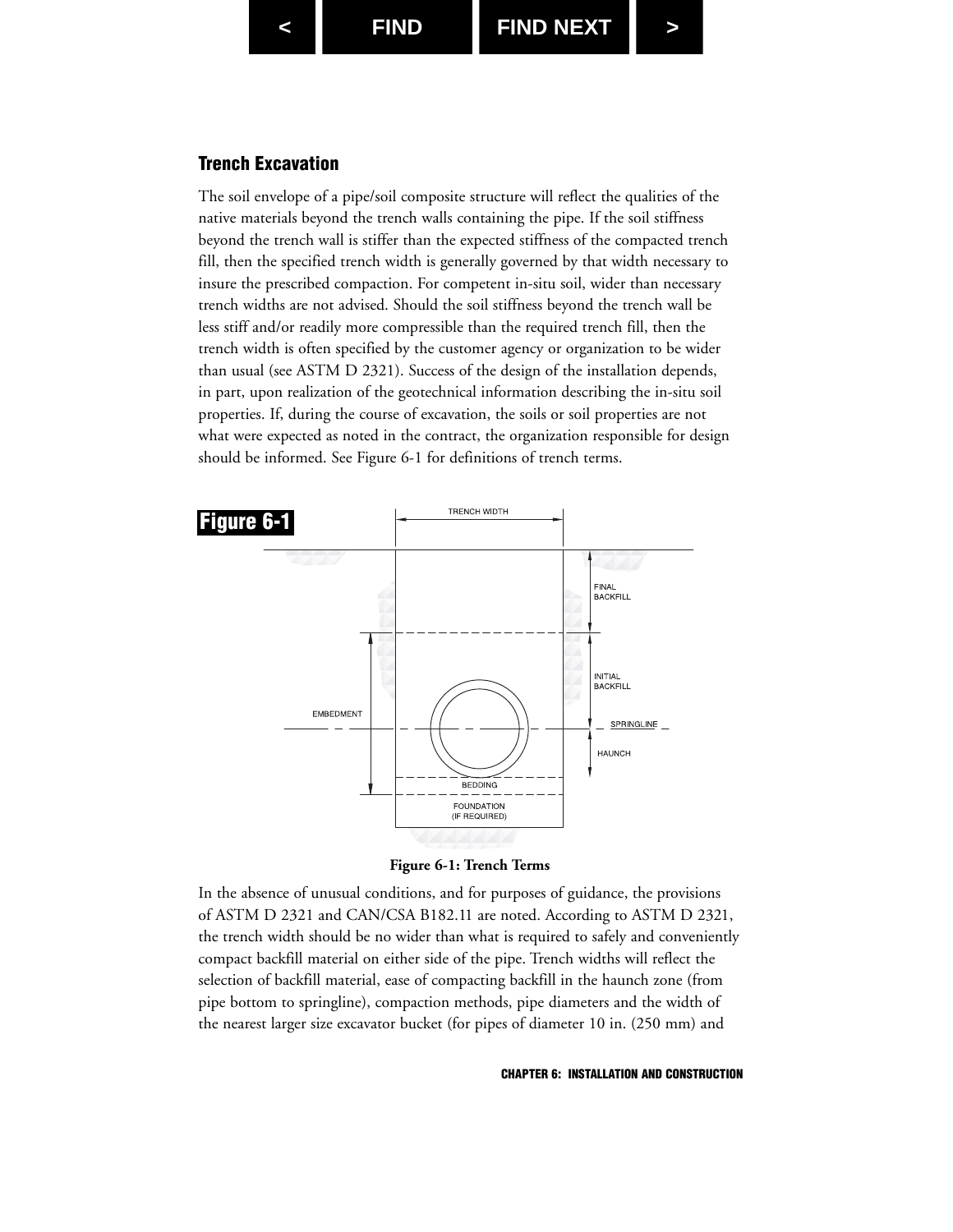## Trench Excavation

The soil envelope of a pipe/soil composite structure will reflect the qualities of the native materials beyond the trench walls containing the pipe. If the soil stiffness beyond the trench wall is stiffer than the expected stiffness of the compacted trench fill, then the specified trench width is generally governed by that width necessary to insure the prescribed compaction. For competent in-situ soil, wider than necessary trench widths are not advised. Should the soil stiffness beyond the trench wall be less stiff and/or readily more compressible than the required trench fill, then the trench width is often specified by the customer agency or organization to be wider than usual (see ASTM D 2321). Success of the design of the installation depends, in part, upon realization of the geotechnical information describing the in-situ soil properties. If, during the course of excavation, the soils or soil properties are not what were expected as noted in the contract, the organization responsible for design should be informed. See Figure 6-1 for definitions of trench terms.

**Figure 6-1**

**Figure 6-1: Trench Terms**

In the absence of unusual conditions, and for purposes of guidance, the provisions of ASTM D 2321 and CAN/CSA B182.11 are noted. According to ASTM D 2321, the trench width should be no wider than what is required to safely and conveniently compact backfill material on either side of the pipe. Trench widths will reflect the selection of backfill material, ease of compacting backfill in the haunch zone (from pipe bottom to springline), compaction methods, pipe diameters and the width of the nearest larger size excavator bucket (for pipes of diameter 10 in. (250 mm) and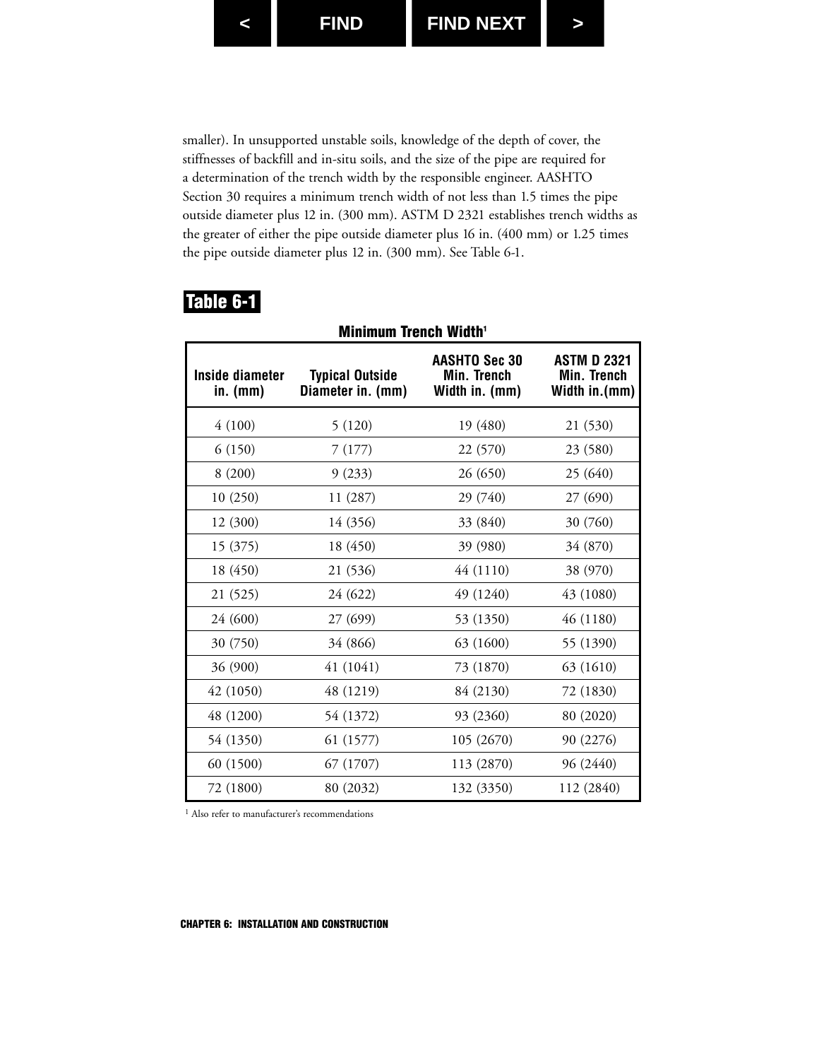smaller). In unsupported unstable soils, knowledge of the depth of cover, the stiffnesses of backfill and in-situ soils, and the size of the pipe are required for a determination of the trench width by the responsible engineer. AASHTO Section 30 requires a minimum trench width of not less than 1.5 times the pipe outside diameter plus 12 in. (300 mm). ASTM D 2321 establishes trench widths as the greater of either the pipe outside diameter plus 16 in. (400 mm) or 1.25 times the pipe outside diameter plus 12 in. (300 mm). See Table 6-1.

## Table 6-1

**Minimum Trench Width[1]**

| Inside diameter in. (mm) | Typical Outside Diameter in. (mm) | AASHTO Sec 30 Min. Trench Width in. (mm) | ASTM D 2321 Min. Trench Width in.(mm) |
|---|---|---|---|
| 4 (100) | 5 (120) | 19 (480) | 21 (530) |
| 6 (150) | 7 (177) | 22 (570) | 23 (580) |
| 8 (200) | 9 (233) | 26 (650) | 25 (640) |
| 10 (250) | 11 (287) | 29 (740) | 27 (690) |
| 12 (300) | 14 (356) | 33 (840) | 30 (760) |
| 15 (375) | 18 (450) | 39 (980) | 34 (870) |
| 18 (450) | 21 (536) | 44 (1110) | 38 (970) |
| 21 (525) | 24 (622) | 49 (1240) | 43 (1080) |
| 24 (600) | 27 (699) | 53 (1350) | 46 (1180) |
| 30 (750) | 34 (866) | 63 (1600) | 55 (1390) |
| 36 (900) | 41 (1041) | 73 (1870) | 63 (1610) |
| 42 (1050) | 48 (1219) | 84 (2130) | 72 (1830) |
| 48 (1200) | 54 (1372) | 93 (2360) | 80 (2020) |
| 54 (1350) | 61 (1577) | 105 (2670) | 90 (2276) |
| 60 (1500) | 67 (1707) | 113 (2870) | 96 (2440) |
| 72 (1800) | 80 (2032) | 132 (3350) | 112 (2840) |

[1] Also refer to manufacturer's recommendations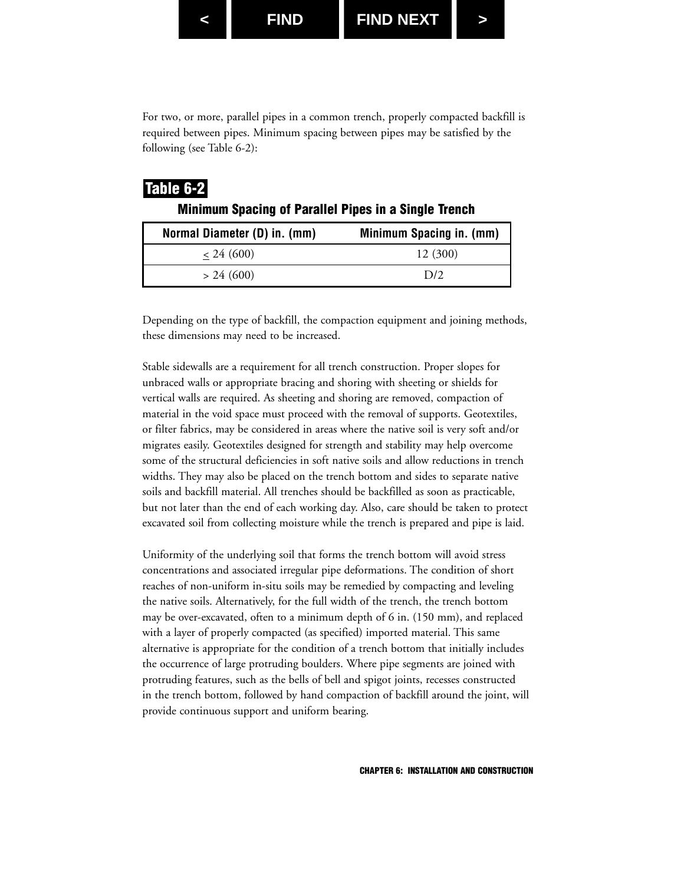For two, or more, parallel pipes in a common trench, properly compacted backfill is required between pipes. Minimum spacing between pipes may be satisfied by the following (see Table 6-2):

**Table 6-2**

**Minimum Spacing of Parallel Pipes in a Single Trench**

| Normal Diameter (D) in. (mm) | Minimum Spacing in. (mm) |
|---|---|
| ≤ 24 (600) | 12 (300) |
| > 24 (600) | D/2 |

Depending on the type of backfill, the compaction equipment and joining methods, these dimensions may need to be increased.

Stable sidewalls are a requirement for all trench construction. Proper slopes for unbraced walls or appropriate bracing and shoring with sheeting or shields for vertical walls are required. As sheeting and shoring are removed, compaction of material in the void space must proceed with the removal of supports. Geotextiles, or filter fabrics, may be considered in areas where the native soil is very soft and/or migrates easily. Geotextiles designed for strength and stability may help overcome some of the structural deficiencies in soft native soils and allow reductions in trench widths. They may also be placed on the trench bottom and sides to separate native soils and backfill material. All trenches should be backfilled as soon as practicable, but not later than the end of each working day. Also, care should be taken to protect excavated soil from collecting moisture while the trench is prepared and pipe is laid.

Uniformity of the underlying soil that forms the trench bottom will avoid stress concentrations and associated irregular pipe deformations. The condition of short reaches of non-uniform in-situ soils may be remedied by compacting and leveling the native soils. Alternatively, for the full width of the trench, the trench bottom may be over-excavated, often to a minimum depth of 6 in. (150 mm), and replaced with a layer of properly compacted (as specified) imported material. This same alternative is appropriate for the condition of a trench bottom that initially includes the occurrence of large protruding boulders. Where pipe segments are joined with protruding features, such as the bells of bell and spigot joints, recesses constructed in the trench bottom, followed by hand compaction of backfill around the joint, will provide continuous support and uniform bearing.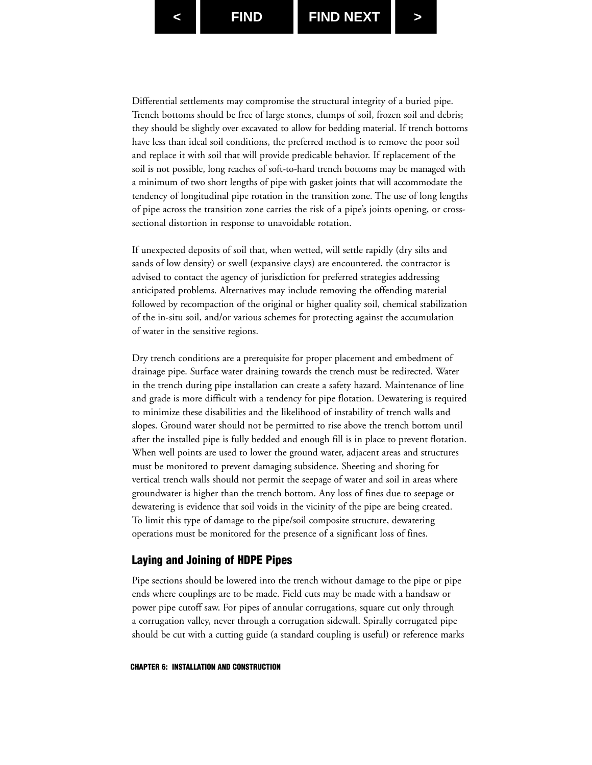Differential settlements may compromise the structural integrity of a buried pipe. Trench bottoms should be free of large stones, clumps of soil, frozen soil and debris; they should be slightly over excavated to allow for bedding material. If trench bottoms have less than ideal soil conditions, the preferred method is to remove the poor soil and replace it with soil that will provide predicable behavior. If replacement of the soil is not possible, long reaches of soft-to-hard trench bottoms may be managed with a minimum of two short lengths of pipe with gasket joints that will accommodate the tendency of longitudinal pipe rotation in the transition zone. The use of long lengths of pipe across the transition zone carries the risk of a pipe's joints opening, or cross-sectional distortion in response to unavoidable rotation.

If unexpected deposits of soil that, when wetted, will settle rapidly (dry silts and sands of low density) or swell (expansive clays) are encountered, the contractor is advised to contact the agency of jurisdiction for preferred strategies addressing anticipated problems. Alternatives may include removing the offending material followed by recompaction of the original or higher quality soil, chemical stabilization of the in-situ soil, and/or various schemes for protecting against the accumulation of water in the sensitive regions.

Dry trench conditions are a prerequisite for proper placement and embedment of drainage pipe. Surface water draining towards the trench must be redirected. Water in the trench during pipe installation can create a safety hazard. Maintenance of line and grade is more difficult with a tendency for pipe flotation. Dewatering is required to minimize these disabilities and the likelihood of instability of trench walls and slopes. Ground water should not be permitted to rise above the trench bottom until after the installed pipe is fully bedded and enough fill is in place to prevent flotation. When well points are used to lower the ground water, adjacent areas and structures must be monitored to prevent damaging subsidence. Sheeting and shoring for vertical trench walls should not permit the seepage of water and soil in areas where groundwater is higher than the trench bottom. Any loss of fines due to seepage or dewatering is evidence that soil voids in the vicinity of the pipe are being created. To limit this type of damage to the pipe/soil composite structure, dewatering operations must be monitored for the presence of a significant loss of fines.

### Laying and Joining of HDPE Pipes

Pipe sections should be lowered into the trench without damage to the pipe or pipe ends where couplings are to be made. Field cuts may be made with a handsaw or power pipe cutoff saw. For pipes of annular corrugations, square cut only through a corrugation valley, never through a corrugation sidewall. Spirally corrugated pipe should be cut with a cutting guide (a standard coupling is useful) or reference marks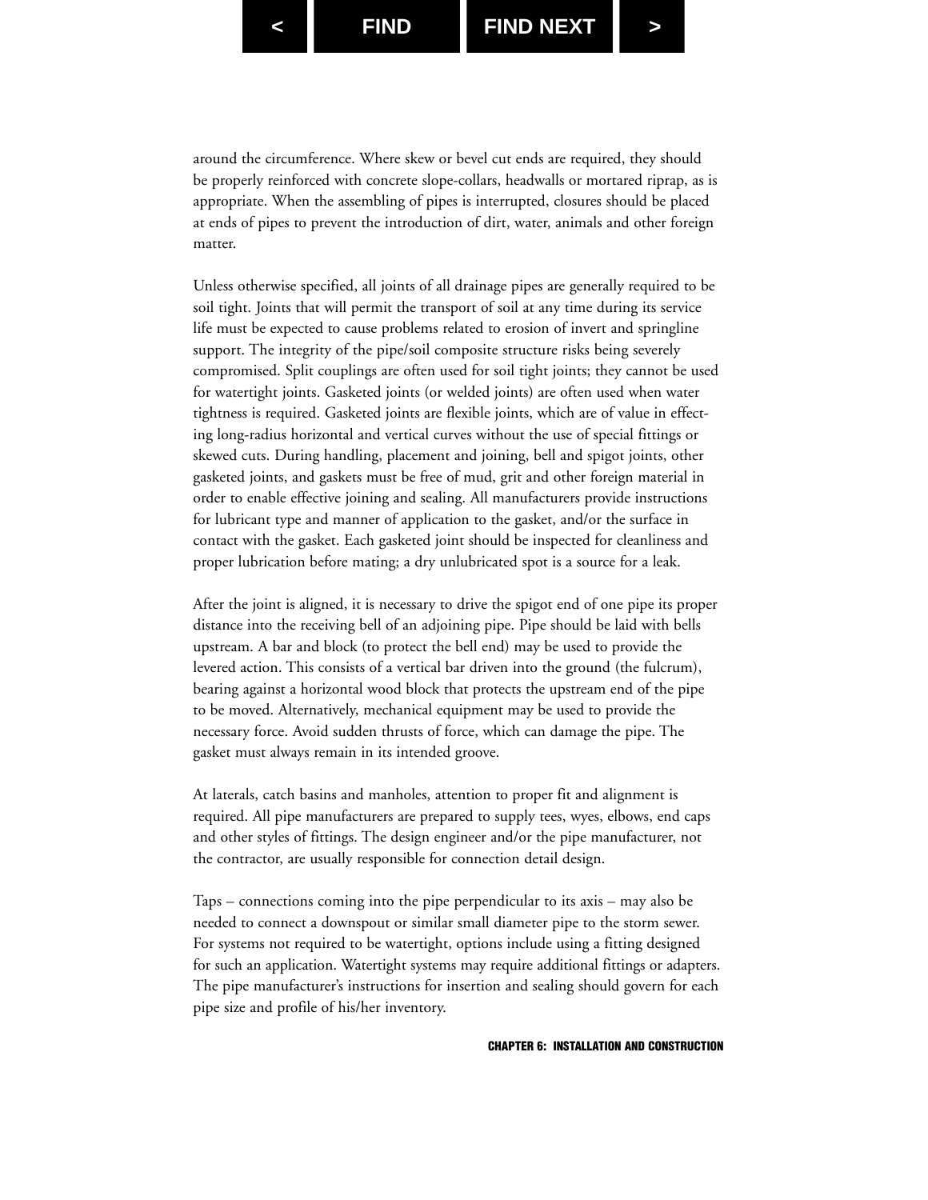around the circumference. Where skew or bevel cut ends are required, they should be properly reinforced with concrete slope-collars, headwalls or mortared riprap, as is appropriate. When the assembling of pipes is interrupted, closures should be placed at ends of pipes to prevent the introduction of dirt, water, animals and other foreign matter.

Unless otherwise specified, all joints of all drainage pipes are generally required to be soil tight. Joints that will permit the transport of soil at any time during its service life must be expected to cause problems related to erosion of invert and springline support. The integrity of the pipe/soil composite structure risks being severely compromised. Split couplings are often used for soil tight joints; they cannot be used for watertight joints. Gasketed joints (or welded joints) are often used when water tightness is required. Gasketed joints are flexible joints, which are of value in effecting long-radius horizontal and vertical curves without the use of special fittings or skewed cuts. During handling, placement and joining, bell and spigot joints, other gasketed joints, and gaskets must be free of mud, grit and other foreign material in order to enable effective joining and sealing. All manufacturers provide instructions for lubricant type and manner of application to the gasket, and/or the surface in contact with the gasket. Each gasketed joint should be inspected for cleanliness and proper lubrication before mating; a dry unlubricated spot is a source for a leak.

After the joint is aligned, it is necessary to drive the spigot end of one pipe its proper distance into the receiving bell of an adjoining pipe. Pipe should be laid with bells upstream. A bar and block (to protect the bell end) may be used to provide the levered action. This consists of a vertical bar driven into the ground (the fulcrum), bearing against a horizontal wood block that protects the upstream end of the pipe to be moved. Alternatively, mechanical equipment may be used to provide the necessary force. Avoid sudden thrusts of force, which can damage the pipe. The gasket must always remain in its intended groove.

At laterals, catch basins and manholes, attention to proper fit and alignment is required. All pipe manufacturers are prepared to supply tees, wyes, elbows, end caps and other styles of fittings. The design engineer and/or the pipe manufacturer, not the contractor, are usually responsible for connection detail design.

Taps – connections coming into the pipe perpendicular to its axis – may also be needed to connect a downspout or similar small diameter pipe to the storm sewer. For systems not required to be watertight, options include using a fitting designed for such an application. Watertight systems may require additional fittings or adapters. The pipe manufacturer's instructions for insertion and sealing should govern for each pipe size and profile of his/her inventory.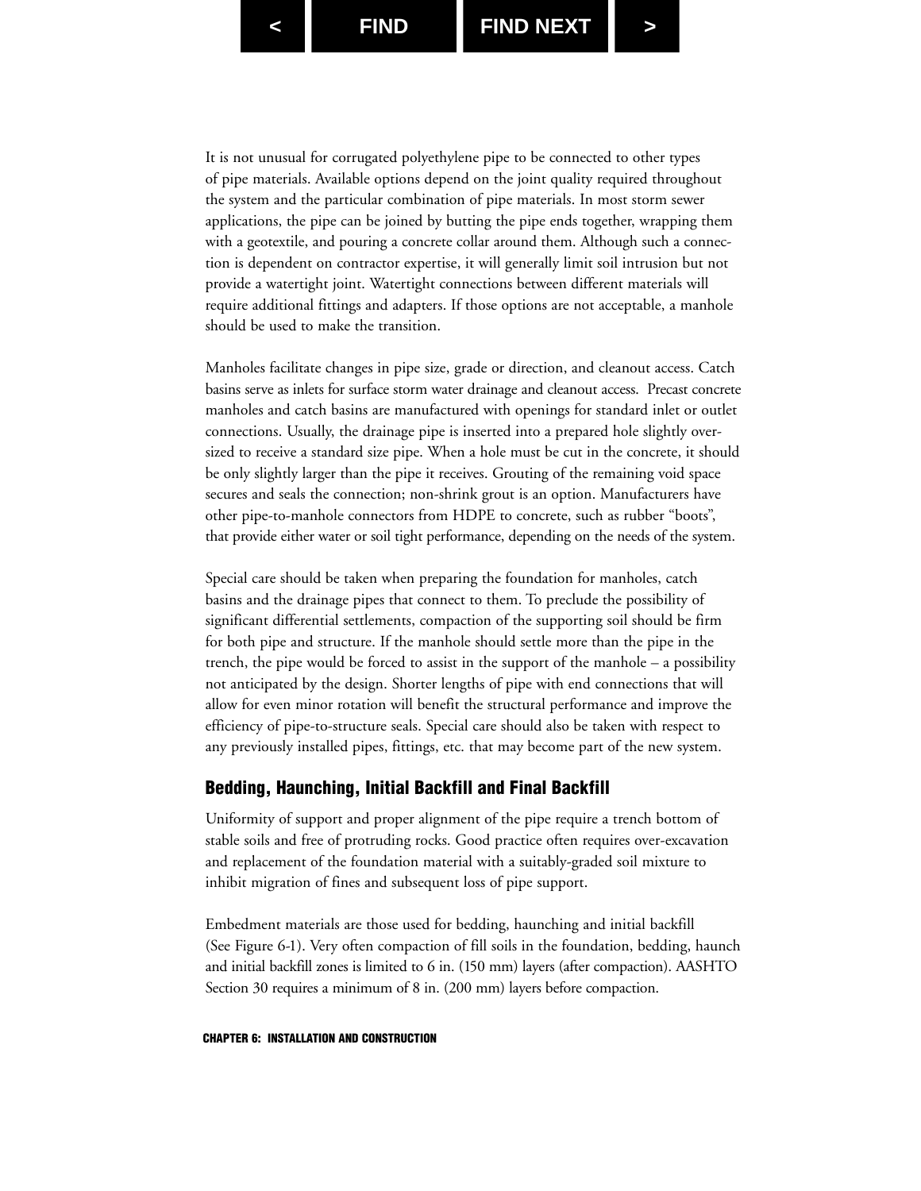It is not unusual for corrugated polyethylene pipe to be connected to other types of pipe materials. Available options depend on the joint quality required throughout the system and the particular combination of pipe materials. In most storm sewer applications, the pipe can be joined by butting the pipe ends together, wrapping them with a geotextile, and pouring a concrete collar around them. Although such a connection is dependent on contractor expertise, it will generally limit soil intrusion but not provide a watertight joint. Watertight connections between different materials will require additional fittings and adapters. If those options are not acceptable, a manhole should be used to make the transition.

Manholes facilitate changes in pipe size, grade or direction, and cleanout access. Catch basins serve as inlets for surface storm water drainage and cleanout access. Precast concrete manholes and catch basins are manufactured with openings for standard inlet or outlet connections. Usually, the drainage pipe is inserted into a prepared hole slightly oversized to receive a standard size pipe. When a hole must be cut in the concrete, it should be only slightly larger than the pipe it receives. Grouting of the remaining void space secures and seals the connection; non-shrink grout is an option. Manufacturers have other pipe-to-manhole connectors from HDPE to concrete, such as rubber "boots", that provide either water or soil tight performance, depending on the needs of the system.

Special care should be taken when preparing the foundation for manholes, catch basins and the drainage pipes that connect to them. To preclude the possibility of significant differential settlements, compaction of the supporting soil should be firm for both pipe and structure. If the manhole should settle more than the pipe in the trench, the pipe would be forced to assist in the support of the manhole – a possibility not anticipated by the design. Shorter lengths of pipe with end connections that will allow for even minor rotation will benefit the structural performance and improve the efficiency of pipe-to-structure seals. Special care should also be taken with respect to any previously installed pipes, fittings, etc. that may become part of the new system.

## Bedding, Haunching, Initial Backfill and Final Backfill

Uniformity of support and proper alignment of the pipe require a trench bottom of stable soils and free of protruding rocks. Good practice often requires over-excavation and replacement of the foundation material with a suitably-graded soil mixture to inhibit migration of fines and subsequent loss of pipe support.

Embedment materials are those used for bedding, haunching and initial backfill (See Figure 6-1). Very often compaction of fill soils in the foundation, bedding, haunch and initial backfill zones is limited to 6 in. (150 mm) layers (after compaction). AASHTO Section 30 requires a minimum of 8 in. (200 mm) layers before compaction.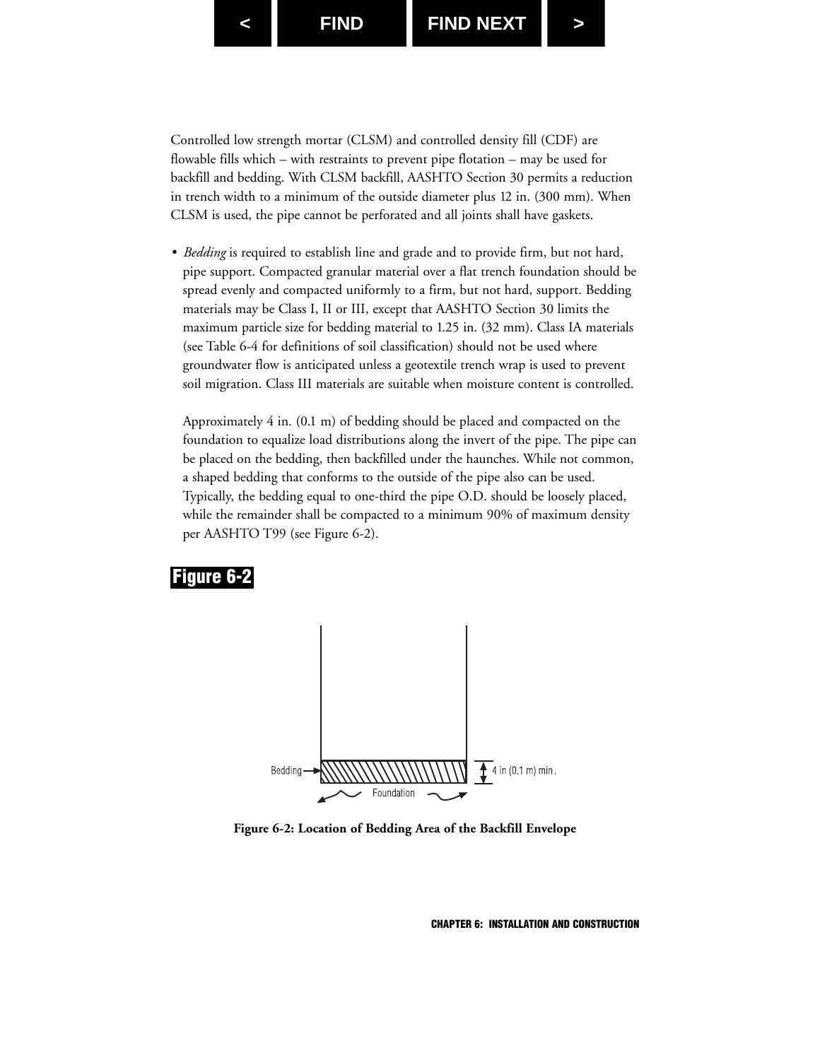Controlled low strength mortar (CLSM) and controlled density fill (CDF) are flowable fills which – with restraints to prevent pipe flotation – may be used for backfill and bedding. With CLSM backfill, AASHTO Section 30 permits a reduction in trench width to a minimum of the outside diameter plus 12 in. (300 mm). When CLSM is used, the pipe cannot be perforated and all joints shall have gaskets.

- *Bedding* is required to establish line and grade and to provide firm, but not hard, pipe support. Compacted granular material over a flat trench foundation should be spread evenly and compacted uniformly to a firm, but not hard, support. Bedding materials may be Class I, II or III, except that AASHTO Section 30 limits the maximum particle size for bedding material to 1.25 in. (32 mm). Class IA materials (see Table 6-4 for definitions of soil classification) should not be used where groundwater flow is anticipated unless a geotextile trench wrap is used to prevent soil migration. Class III materials are suitable when moisture content is controlled.

  Approximately 4 in. (0.1 m) of bedding should be placed and compacted on the foundation to equalize load distributions along the invert of the pipe. The pipe can be placed on the bedding, then backfilled under the haunches. While not common, a shaped bedding that conforms to the outside of the pipe also can be used. Typically, the bedding equal to one-third the pipe O.D. should be loosely placed, while the remainder shall be compacted to a minimum 90% of maximum density per AASHTO T99 (see Figure 6-2).

**Figure 6-2**

Bedding

4 in (0.1 m) min.

Foundation

**Figure 6-2: Location of Bedding Area of the Backfill Envelope**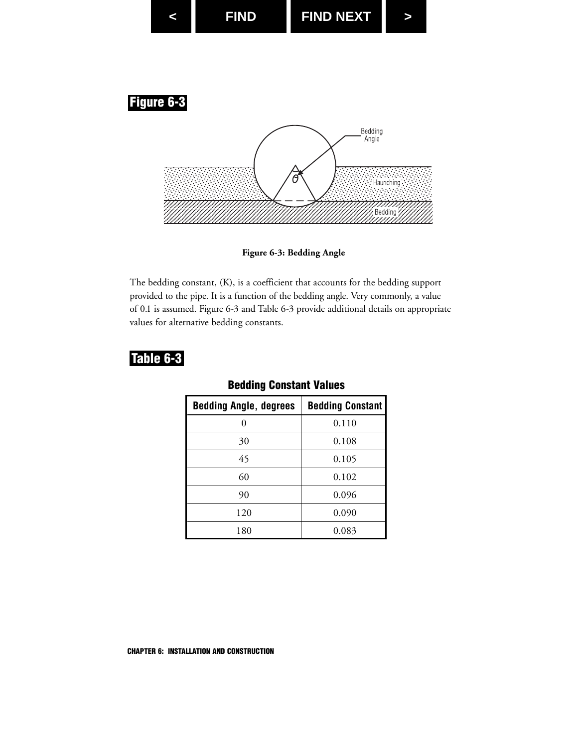## Figure 6-3

Figure 6-3: Bedding Angle

The bedding constant, (K), is a coefficient that accounts for the bedding support provided to the pipe. It is a function of the bedding angle. Very commonly, a value of 0.1 is assumed. Figure 6-3 and Table 6-3 provide additional details on appropriate values for alternative bedding constants.

## Table 6-3

**Bedding Constant Values**

| Bedding Angle, degrees | Bedding Constant |
|---|---|
| 0 | 0.110 |
| 30 | 0.108 |
| 45 | 0.105 |
| 60 | 0.102 |
| 90 | 0.096 |
| 120 | 0.090 |
| 180 | 0.083 |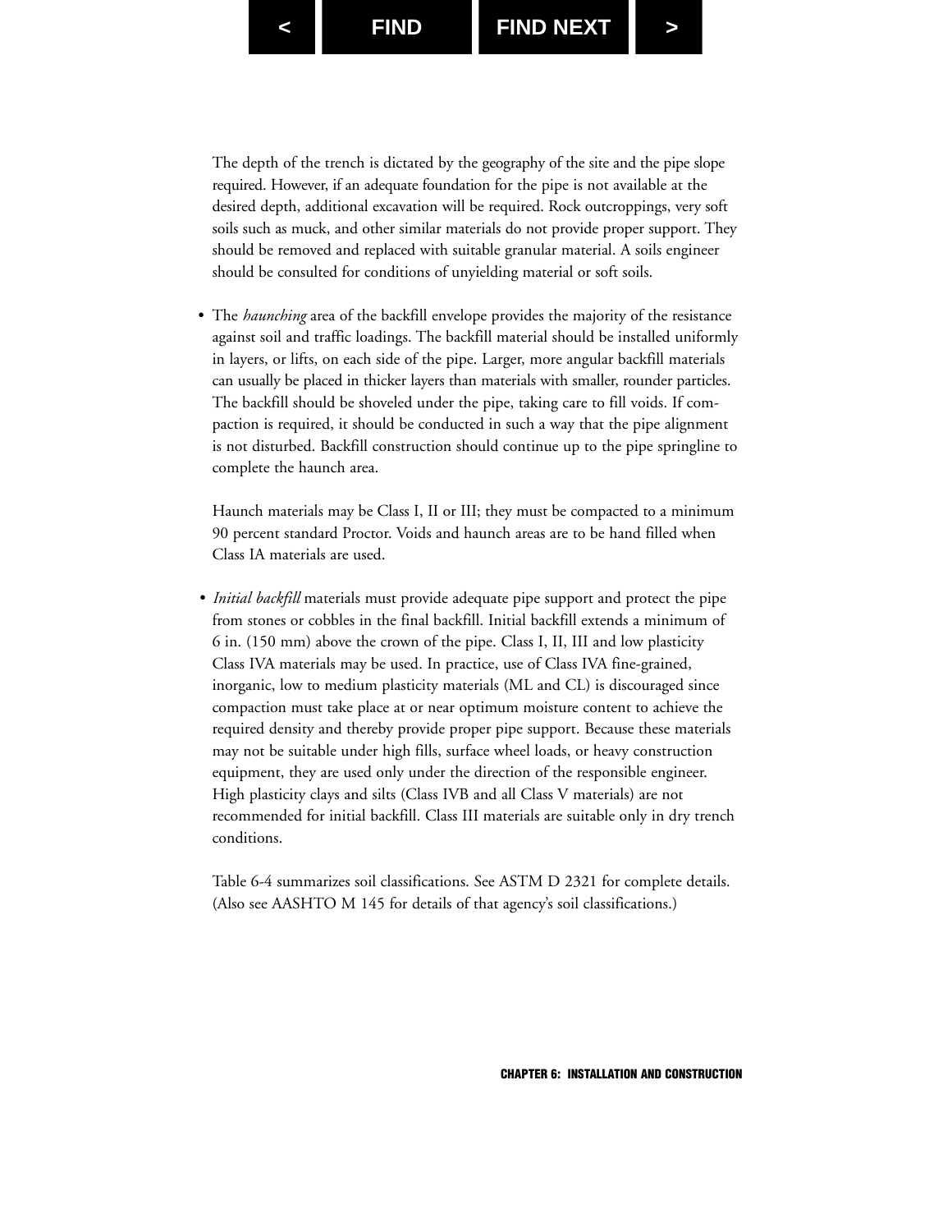The depth of the trench is dictated by the geography of the site and the pipe slope required. However, if an adequate foundation for the pipe is not available at the desired depth, additional excavation will be required. Rock outcroppings, very soft soils such as muck, and other similar materials do not provide proper support. They should be removed and replaced with suitable granular material. A soils engineer should be consulted for conditions of unyielding material or soft soils.

- The *haunching* area of the backfill envelope provides the majority of the resistance against soil and traffic loadings. The backfill material should be installed uniformly in layers, or lifts, on each side of the pipe. Larger, more angular backfill materials can usually be placed in thicker layers than materials with smaller, rounder particles. The backfill should be shoveled under the pipe, taking care to fill voids. If compaction is required, it should be conducted in such a way that the pipe alignment is not disturbed. Backfill construction should continue up to the pipe springline to complete the haunch area.

  Haunch materials may be Class I, II or III; they must be compacted to a minimum 90 percent standard Proctor. Voids and haunch areas are to be hand filled when Class IA materials are used.

- *Initial backfill* materials must provide adequate pipe support and protect the pipe from stones or cobbles in the final backfill. Initial backfill extends a minimum of 6 in. (150 mm) above the crown of the pipe. Class I, II, III and low plasticity Class IVA materials may be used. In practice, use of Class IVA fine-grained, inorganic, low to medium plasticity materials (ML and CL) is discouraged since compaction must take place at or near optimum moisture content to achieve the required density and thereby provide proper pipe support. Because these materials may not be suitable under high fills, surface wheel loads, or heavy construction equipment, they are used only under the direction of the responsible engineer. High plasticity clays and silts (Class IVB and all Class V materials) are not recommended for initial backfill. Class III materials are suitable only in dry trench conditions.

  Table 6-4 summarizes soil classifications. See ASTM D 2321 for complete details. (Also see AASHTO M 145 for details of that agency's soil classifications.)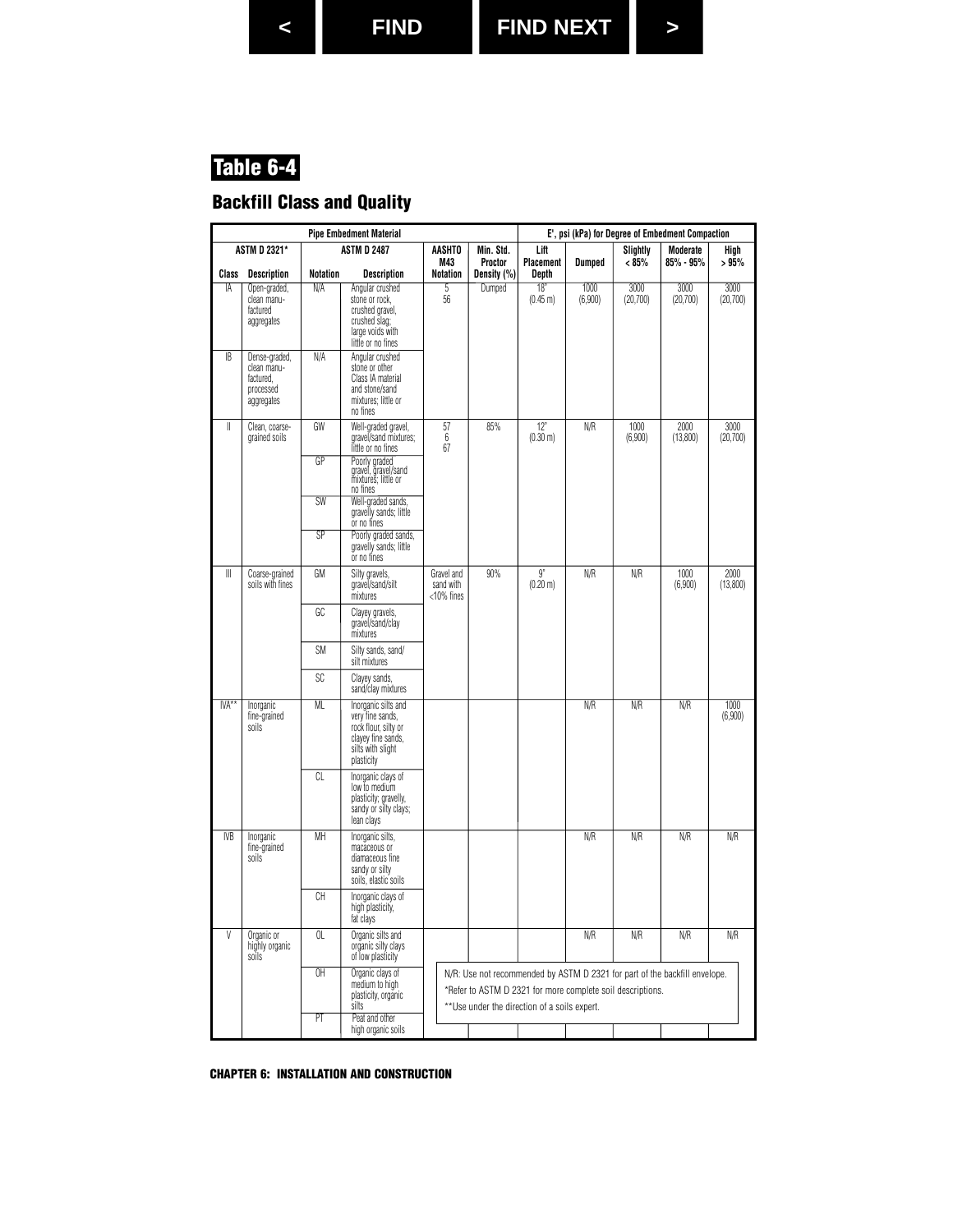## Table 6-4

### Backfill Class and Quality

| Pipe Embedment Material | | | | | | E', psi (kPa) for Degree of Embedment Compaction | | | | |
|---|---|---|---|---|---|---|---|---|---|---|
| ASTM D 2321* | | ASTM D 2487 | | AASHTO M43 | Min. Std. Proctor | Lift Placement | Dumped | Slightly < 85% | Moderate 85% - 95% | High > 95% |
| Class | Description | Notation | Description | Notation | Density (%) | Depth | | | | |
| IA | Open-graded, clean manu-factured aggregates | N/A | Angular crushed stone or rock, crushed gravel, crushed slag; large voids with little or no fines | 5 56 | Dumped | 18" (0.45 m) | 1000 (6,900) | 3000 (20,700) | 3000 (20,700) | 3000 (20,700) |
| IB | Dense-graded, clean manu-factured, processed aggregates | N/A | Angular crushed stone or other Class IA material and stone/sand mixtures; little or no fines | | | | | | | |
| II | Clean, coarse-grained soils | GW | Well-graded gravel, gravel/sand mixtures; little or no fines | 57 6 67 | 85% | 12" (0.30 m) | N/R | 1000 (6,900) | 2000 (13,800) | 3000 (20,700) |
| | | GP | Poorly graded gravel, gravel/sand mixtures; little or no fines | | | | | | | |
| | | SW | Well-graded sands, gravelly sands; little or no fines | | | | | | | |
| | | SP | Poorly graded sands, gravelly sands; little or no fines | | | | | | | |
| III | Coarse-grained soils with fines | GM | Silty gravels, gravel/sand/silt mixtures | Gravel and sand with <10% fines | 90% | 9" (0.20 m) | N/R | N/R | 1000 (6,900) | 2000 (13,800) |
| | | GC | Clayey gravels, gravel/sand/clay mixtures | | | | | | | |
| | | SM | Silty sands, sand/silt mixtures | | | | | | | |
| | | SC | Clayey sands, sand/clay mixtures | | | | | | | |
| IVA** | Inorganic fine-grained soils | ML | Inorganic silts and very fine sands, rock flour, silty or clayey fine sands, silts with slight plasticity | | | | N/R | N/R | N/R | 1000 (6,900) |
| | | CL | Inorganic clays of low to medium plasticity; gravelly, sandy or silty clays; lean clays | | | | | | | |
| IVB | Inorganic fine-grained soils | MH | Inorganic silts, macaceous or diamaceous fine sandy or silty soils, elastic soils | | | | N/R | N/R | N/R | N/R |
| | | CH | Inorganic clays of high plasticity, fat clays | | | | | | | |
| V | Organic or highly organic soils | OL | Organic silts and organic silty clays of low plasticity | | | | N/R | N/R | N/R | N/R |
| | | OH | Organic clays of medium to high plasticity, organic silts | | | | | | | |
| | | PT | Peat and other high organic soils | | | | | | | |

N/R: Use not recommended by ASTM D 2321 for part of the backfill envelope.

*Refer to ASTM D 2321 for more complete soil descriptions.

**Use under the direction of a soils expert.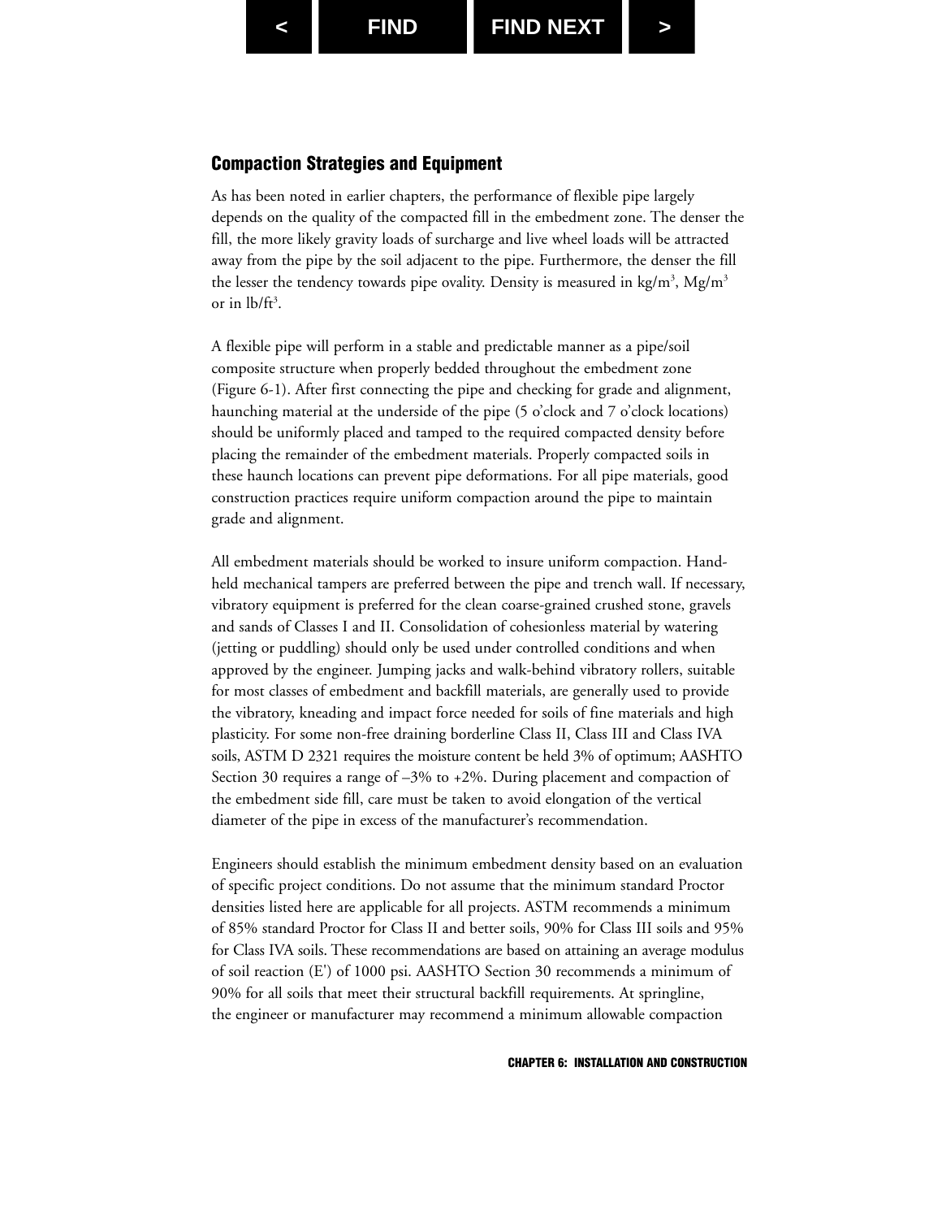## Compaction Strategies and Equipment

As has been noted in earlier chapters, the performance of flexible pipe largely depends on the quality of the compacted fill in the embedment zone. The denser the fill, the more likely gravity loads of surcharge and live wheel loads will be attracted away from the pipe by the soil adjacent to the pipe. Furthermore, the denser the fill the lesser the tendency towards pipe ovality. Density is measured in $kg/m^3$, $Mg/m^3$ or in $lb/ft^3$.

A flexible pipe will perform in a stable and predictable manner as a pipe/soil composite structure when properly bedded throughout the embedment zone (Figure 6-1). After first connecting the pipe and checking for grade and alignment, haunching material at the underside of the pipe (5 o'clock and 7 o'clock locations) should be uniformly placed and tamped to the required compacted density before placing the remainder of the embedment materials. Properly compacted soils in these haunch locations can prevent pipe deformations. For all pipe materials, good construction practices require uniform compaction around the pipe to maintain grade and alignment.

All embedment materials should be worked to insure uniform compaction. Hand-held mechanical tampers are preferred between the pipe and trench wall. If necessary, vibratory equipment is preferred for the clean coarse-grained crushed stone, gravels and sands of Classes I and II. Consolidation of cohesionless material by watering (jetting or puddling) should only be used under controlled conditions and when approved by the engineer. Jumping jacks and walk-behind vibratory rollers, suitable for most classes of embedment and backfill materials, are generally used to provide the vibratory, kneading and impact force needed for soils of fine materials and high plasticity. For some non-free draining borderline Class II, Class III and Class IVA soils, ASTM D 2321 requires the moisture content be held 3% of optimum; AASHTO Section 30 requires a range of –3% to +2%. During placement and compaction of the embedment side fill, care must be taken to avoid elongation of the vertical diameter of the pipe in excess of the manufacturer's recommendation.

Engineers should establish the minimum embedment density based on an evaluation of specific project conditions. Do not assume that the minimum standard Proctor densities listed here are applicable for all projects. ASTM recommends a minimum of 85% standard Proctor for Class II and better soils, 90% for Class III soils and 95% for Class IVA soils. These recommendations are based on attaining an average modulus of soil reaction (E') of 1000 psi. AASHTO Section 30 recommends a minimum of 90% for all soils that meet their structural backfill requirements. At springline, the engineer or manufacturer may recommend a minimum allowable compaction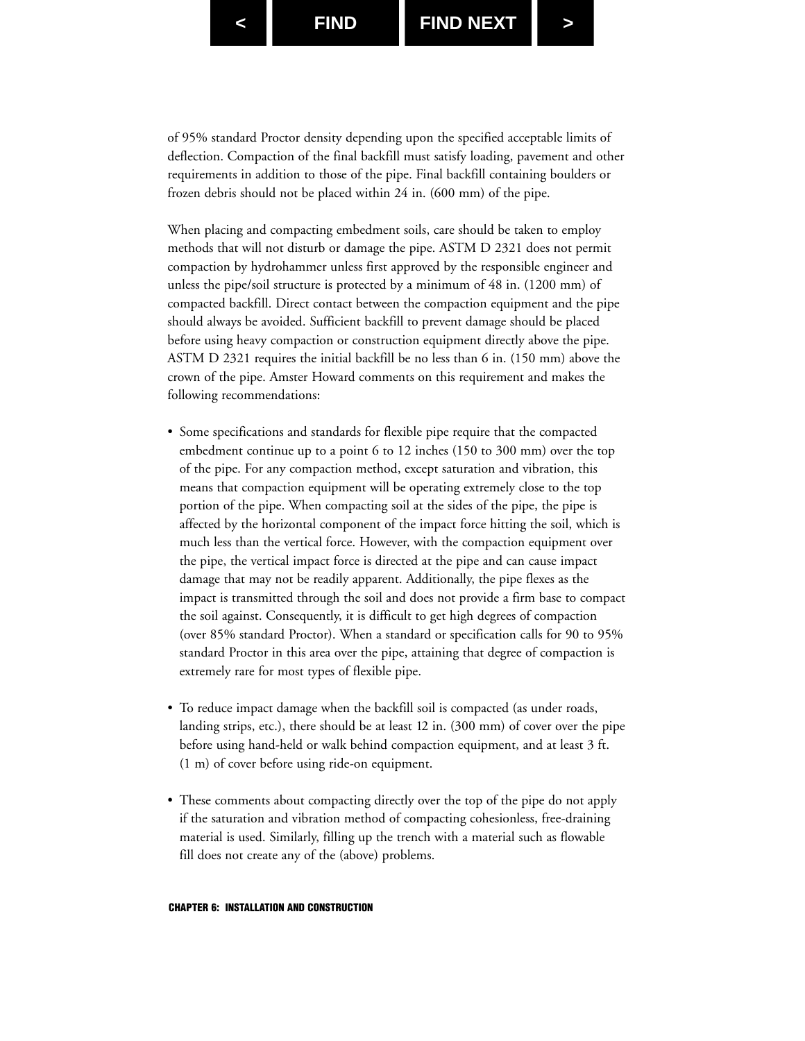of 95% standard Proctor density depending upon the specified acceptable limits of deflection. Compaction of the final backfill must satisfy loading, pavement and other requirements in addition to those of the pipe. Final backfill containing boulders or frozen debris should not be placed within 24 in. (600 mm) of the pipe.

When placing and compacting embedment soils, care should be taken to employ methods that will not disturb or damage the pipe. ASTM D 2321 does not permit compaction by hydrohammer unless first approved by the responsible engineer and unless the pipe/soil structure is protected by a minimum of 48 in. (1200 mm) of compacted backfill. Direct contact between the compaction equipment and the pipe should always be avoided. Sufficient backfill to prevent damage should be placed before using heavy compaction or construction equipment directly above the pipe. ASTM D 2321 requires the initial backfill be no less than 6 in. (150 mm) above the crown of the pipe. Amster Howard comments on this requirement and makes the following recommendations:

- Some specifications and standards for flexible pipe require that the compacted embedment continue up to a point 6 to 12 inches (150 to 300 mm) over the top of the pipe. For any compaction method, except saturation and vibration, this means that compaction equipment will be operating extremely close to the top portion of the pipe. When compacting soil at the sides of the pipe, the pipe is affected by the horizontal component of the impact force hitting the soil, which is much less than the vertical force. However, with the compaction equipment over the pipe, the vertical impact force is directed at the pipe and can cause impact damage that may not be readily apparent. Additionally, the pipe flexes as the impact is transmitted through the soil and does not provide a firm base to compact the soil against. Consequently, it is difficult to get high degrees of compaction (over 85% standard Proctor). When a standard or specification calls for 90 to 95% standard Proctor in this area over the pipe, attaining that degree of compaction is extremely rare for most types of flexible pipe.

- To reduce impact damage when the backfill soil is compacted (as under roads, landing strips, etc.), there should be at least 12 in. (300 mm) of cover over the pipe before using hand-held or walk behind compaction equipment, and at least 3 ft. (1 m) of cover before using ride-on equipment.

- These comments about compacting directly over the top of the pipe do not apply if the saturation and vibration method of compacting cohesionless, free-draining material is used. Similarly, filling up the trench with a material such as flowable fill does not create any of the (above) problems.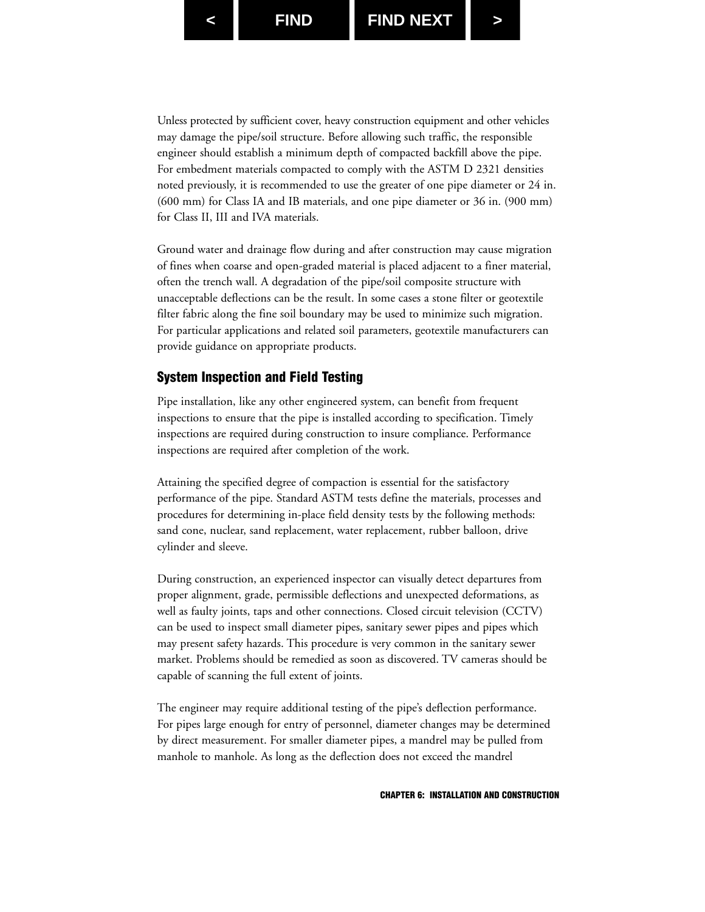Unless protected by sufficient cover, heavy construction equipment and other vehicles may damage the pipe/soil structure. Before allowing such traffic, the responsible engineer should establish a minimum depth of compacted backfill above the pipe. For embedment materials compacted to comply with the ASTM D 2321 densities noted previously, it is recommended to use the greater of one pipe diameter or 24 in. (600 mm) for Class IA and IB materials, and one pipe diameter or 36 in. (900 mm) for Class II, III and IVA materials.

Ground water and drainage flow during and after construction may cause migration of fines when coarse and open-graded material is placed adjacent to a finer material, often the trench wall. A degradation of the pipe/soil composite structure with unacceptable deflections can be the result. In some cases a stone filter or geotextile filter fabric along the fine soil boundary may be used to minimize such migration. For particular applications and related soil parameters, geotextile manufacturers can provide guidance on appropriate products.

## System Inspection and Field Testing

Pipe installation, like any other engineered system, can benefit from frequent inspections to ensure that the pipe is installed according to specification. Timely inspections are required during construction to insure compliance. Performance inspections are required after completion of the work.

Attaining the specified degree of compaction is essential for the satisfactory performance of the pipe. Standard ASTM tests define the materials, processes and procedures for determining in-place field density tests by the following methods: sand cone, nuclear, sand replacement, water replacement, rubber balloon, drive cylinder and sleeve.

During construction, an experienced inspector can visually detect departures from proper alignment, grade, permissible deflections and unexpected deformations, as well as faulty joints, taps and other connections. Closed circuit television (CCTV) can be used to inspect small diameter pipes, sanitary sewer pipes and pipes which may present safety hazards. This procedure is very common in the sanitary sewer market. Problems should be remedied as soon as discovered. TV cameras should be capable of scanning the full extent of joints.

The engineer may require additional testing of the pipe's deflection performance. For pipes large enough for entry of personnel, diameter changes may be determined by direct measurement. For smaller diameter pipes, a mandrel may be pulled from manhole to manhole. As long as the deflection does not exceed the mandrel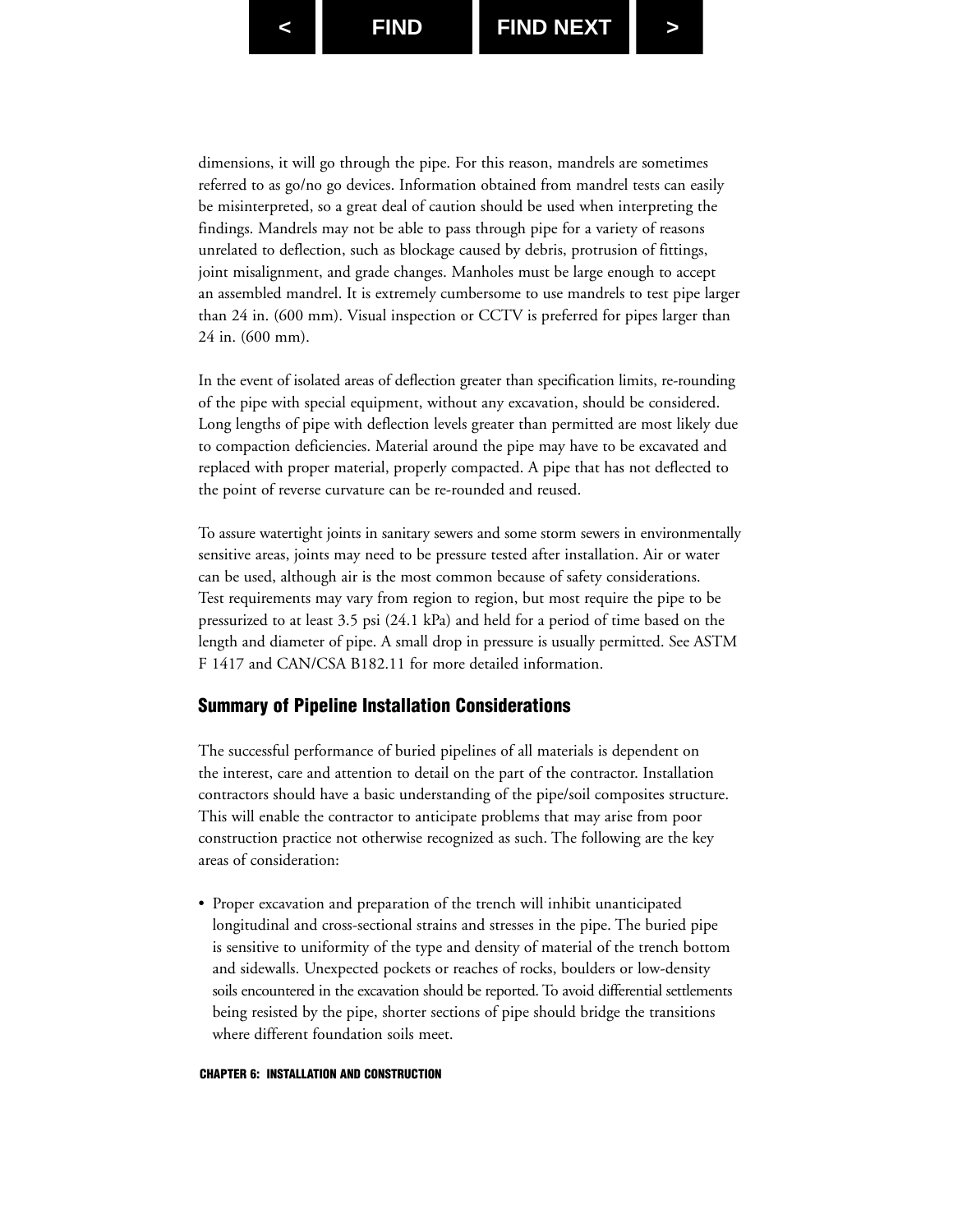dimensions, it will go through the pipe. For this reason, mandrels are sometimes referred to as go/no go devices. Information obtained from mandrel tests can easily be misinterpreted, so a great deal of caution should be used when interpreting the findings. Mandrels may not be able to pass through pipe for a variety of reasons unrelated to deflection, such as blockage caused by debris, protrusion of fittings, joint misalignment, and grade changes. Manholes must be large enough to accept an assembled mandrel. It is extremely cumbersome to use mandrels to test pipe larger than 24 in. (600 mm). Visual inspection or CCTV is preferred for pipes larger than 24 in. (600 mm).

In the event of isolated areas of deflection greater than specification limits, re-rounding of the pipe with special equipment, without any excavation, should be considered. Long lengths of pipe with deflection levels greater than permitted are most likely due to compaction deficiencies. Material around the pipe may have to be excavated and replaced with proper material, properly compacted. A pipe that has not deflected to the point of reverse curvature can be re-rounded and reused.

To assure watertight joints in sanitary sewers and some storm sewers in environmentally sensitive areas, joints may need to be pressure tested after installation. Air or water can be used, although air is the most common because of safety considerations. Test requirements may vary from region to region, but most require the pipe to be pressurized to at least 3.5 psi (24.1 kPa) and held for a period of time based on the length and diameter of pipe. A small drop in pressure is usually permitted. See ASTM F 1417 and CAN/CSA B182.11 for more detailed information.

## Summary of Pipeline Installation Considerations

The successful performance of buried pipelines of all materials is dependent on the interest, care and attention to detail on the part of the contractor. Installation contractors should have a basic understanding of the pipe/soil composites structure. This will enable the contractor to anticipate problems that may arise from poor construction practice not otherwise recognized as such. The following are the key areas of consideration:

- Proper excavation and preparation of the trench will inhibit unanticipated longitudinal and cross-sectional strains and stresses in the pipe. The buried pipe is sensitive to uniformity of the type and density of material of the trench bottom and sidewalls. Unexpected pockets or reaches of rocks, boulders or low-density soils encountered in the excavation should be reported. To avoid differential settlements being resisted by the pipe, shorter sections of pipe should bridge the transitions where different foundation soils meet.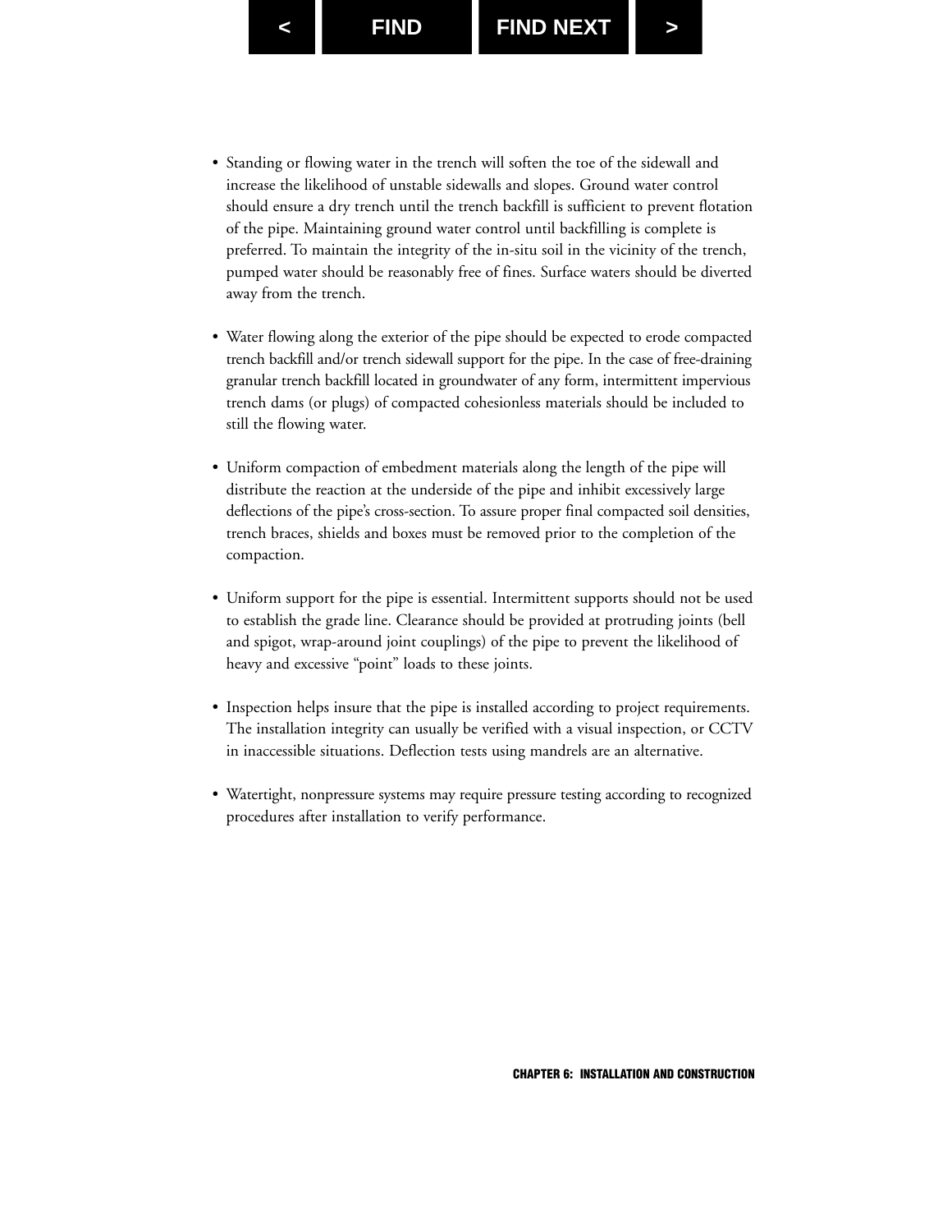- Standing or flowing water in the trench will soften the toe of the sidewall and increase the likelihood of unstable sidewalls and slopes. Ground water control should ensure a dry trench until the trench backfill is sufficient to prevent flotation of the pipe. Maintaining ground water control until backfilling is complete is preferred. To maintain the integrity of the in-situ soil in the vicinity of the trench, pumped water should be reasonably free of fines. Surface waters should be diverted away from the trench.

- Water flowing along the exterior of the pipe should be expected to erode compacted trench backfill and/or trench sidewall support for the pipe. In the case of free-draining granular trench backfill located in groundwater of any form, intermittent impervious trench dams (or plugs) of compacted cohesionless materials should be included to still the flowing water.

- Uniform compaction of embedment materials along the length of the pipe will distribute the reaction at the underside of the pipe and inhibit excessively large deflections of the pipe's cross-section. To assure proper final compacted soil densities, trench braces, shields and boxes must be removed prior to the completion of the compaction.

- Uniform support for the pipe is essential. Intermittent supports should not be used to establish the grade line. Clearance should be provided at protruding joints (bell and spigot, wrap-around joint couplings) of the pipe to prevent the likelihood of heavy and excessive "point" loads to these joints.

- Inspection helps insure that the pipe is installed according to project requirements. The installation integrity can usually be verified with a visual inspection, or CCTV in inaccessible situations. Deflection tests using mandrels are an alternative.

- Watertight, nonpressure systems may require pressure testing according to recognized procedures after installation to verify performance.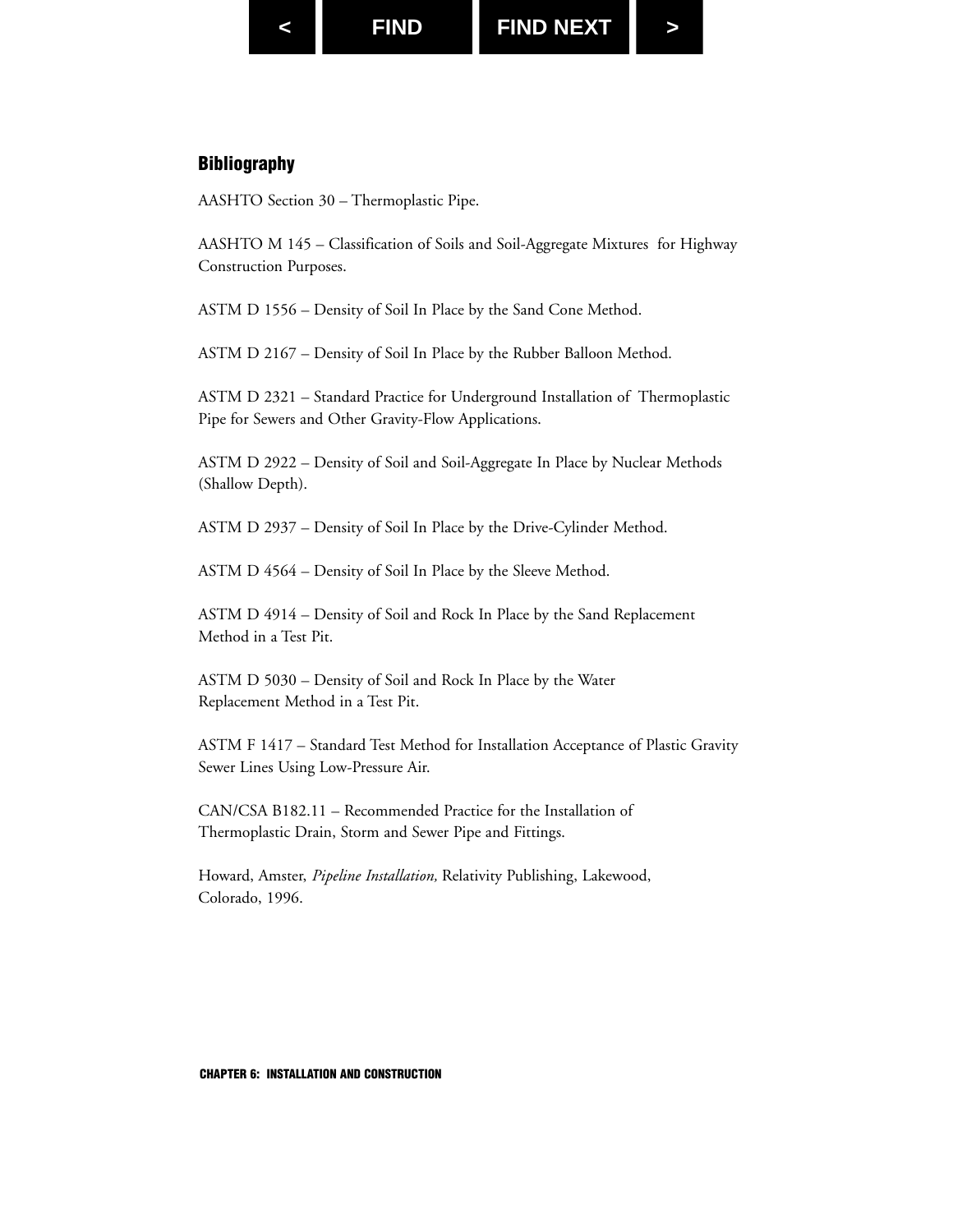## Bibliography

AASHTO Section 30 – Thermoplastic Pipe.

AASHTO M 145 – Classification of Soils and Soil-Aggregate Mixtures for Highway Construction Purposes.

ASTM D 1556 – Density of Soil In Place by the Sand Cone Method.

ASTM D 2167 – Density of Soil In Place by the Rubber Balloon Method.

ASTM D 2321 – Standard Practice for Underground Installation of Thermoplastic Pipe for Sewers and Other Gravity-Flow Applications.

ASTM D 2922 – Density of Soil and Soil-Aggregate In Place by Nuclear Methods (Shallow Depth).

ASTM D 2937 – Density of Soil In Place by the Drive-Cylinder Method.

ASTM D 4564 – Density of Soil In Place by the Sleeve Method.

ASTM D 4914 – Density of Soil and Rock In Place by the Sand Replacement Method in a Test Pit.

ASTM D 5030 – Density of Soil and Rock In Place by the Water Replacement Method in a Test Pit.

ASTM F 1417 – Standard Test Method for Installation Acceptance of Plastic Gravity Sewer Lines Using Low-Pressure Air.

CAN/CSA B182.11 – Recommended Practice for the Installation of Thermoplastic Drain, Storm and Sewer Pipe and Fittings.

Howard, Amster, *Pipeline Installation,* Relativity Publishing, Lakewood, Colorado, 1996.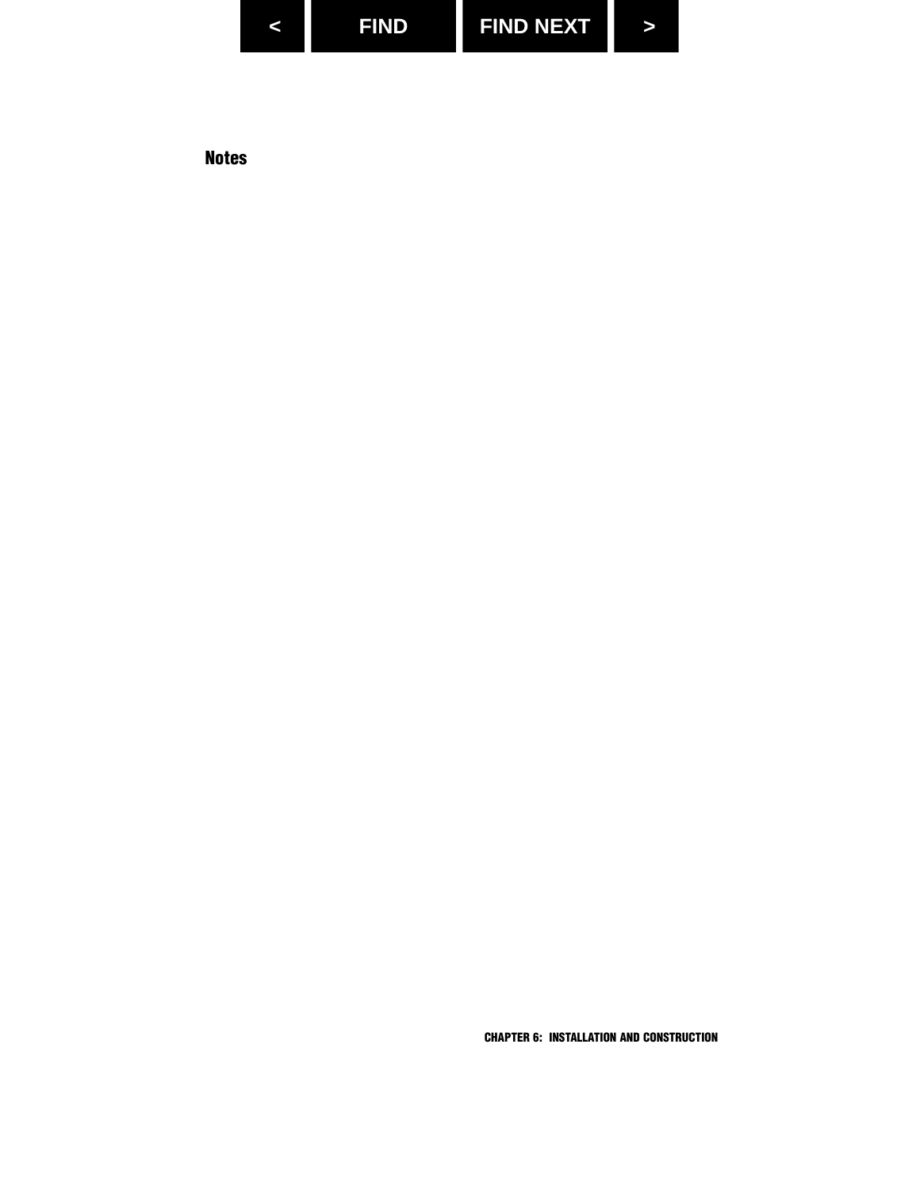## Notes